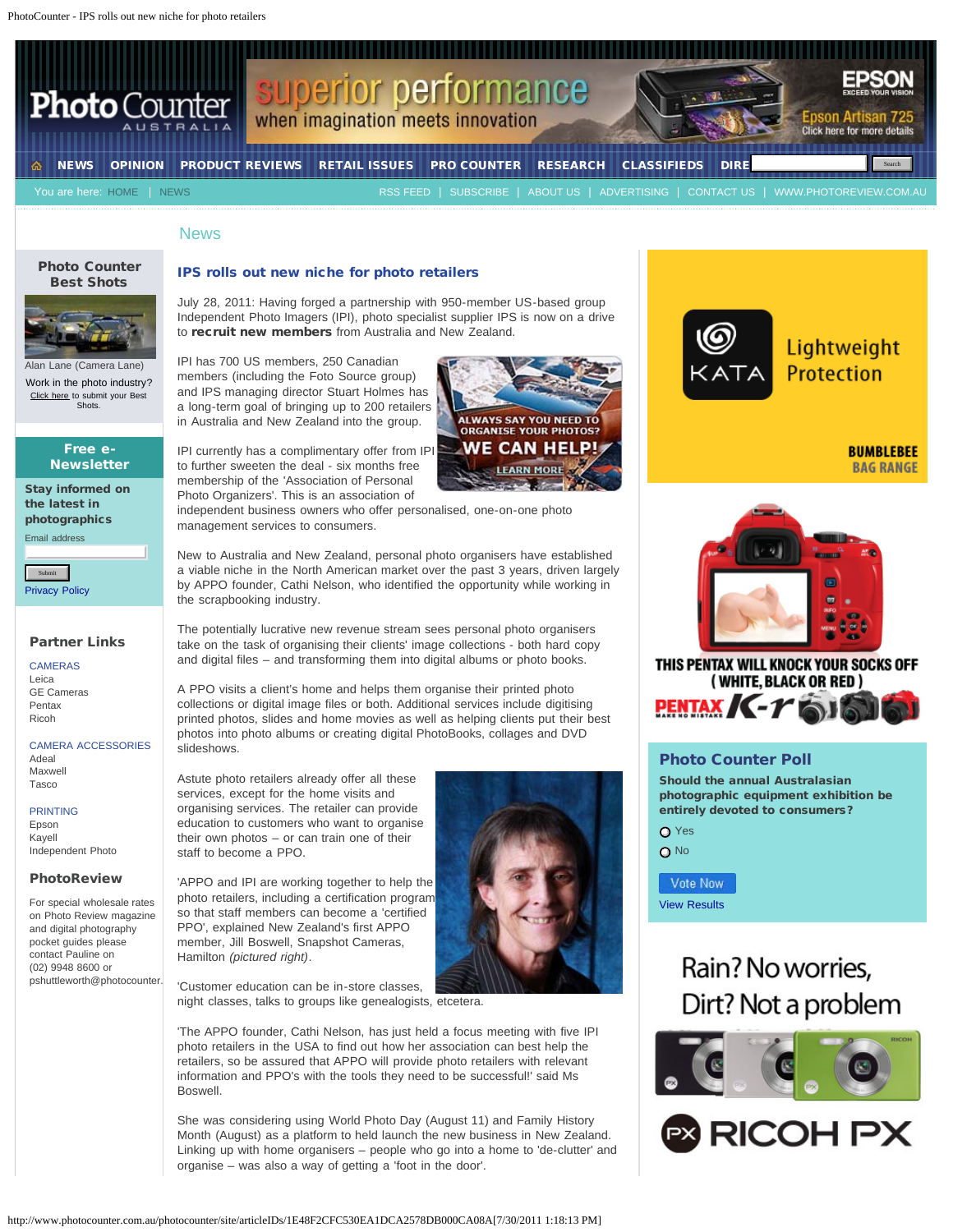# News

## IPS rolls out new niche for photo retailers

July 28, 2011: Having forged a partnership with 950-member US-based group Independent Photo Imagers (IPI), photo specialist supplier IPS is now on a drive to **recruit new members** from Australia and New Zealand.

IPI has 700 US members, 250 Canadian members (including the Foto Source group) and IPS managing director Stuart Holmes has a long-term goal of bringing up to 200 retailers in Australia and New Zealand into the group.

IPI currently has a complimentary offer from IPI to further sweeten the deal - six months free membership of the 'Association of Personal Photo Organizers'. This is an association of independent business owners who offer personalised, one-on-one photo management services to consumers.

New to Australia and New Zealand, personal photo organisers have established a viable niche in the North American market over the past 3 years, driven largely by APPO founder, Cathi Nelson, who identified the opportunity while working in the scrapbooking industry.

The potentially lucrative new revenue stream sees personal photo organisers take on the task of organising their clients' image collections - both hard copy and digital files – and transforming them into digital albums or photo books.

A PPO visits a client's home and helps them organise their printed photo collections or digital image files or both. Additional services include digitising printed photos, slides and home movies as well as helping clients put their best photos into photo albums or creating digital PhotoBooks, collages and DVD slideshows.

Astute photo retailers already offer all these services, except for the home visits and organising services. The retailer can provide education to customers who want to organise their own photos – or can train one of their staff to become a PPO.

'APPO and IPI are working together to help the photo retailers, including a certification program so that staff members can become a 'certified PPO', explained New Zealand's first APPO member, Jill Boswell, Snapshot Cameras, Hamilton *(pictured right)*.

'Customer education can be in-store classes, night classes, talks to groups like genealogists, etcetera.

'The APPO founder, Cathi Nelson, has just held a focus meeting with five IPI photo retailers in the USA to find out how her association can best help the retailers, so be assured that APPO will provide photo retailers with relevant information and PPO's with the tools they need to be successful!' said Ms Boswell.

She was considering using World Photo Day (August 11) and Family History Month (August) as a platform to held launch the new business in New Zealand. Linking up with home organisers – people who go into a home to 'de-clutter' and organise – was also a way of getting a 'foot in the door'.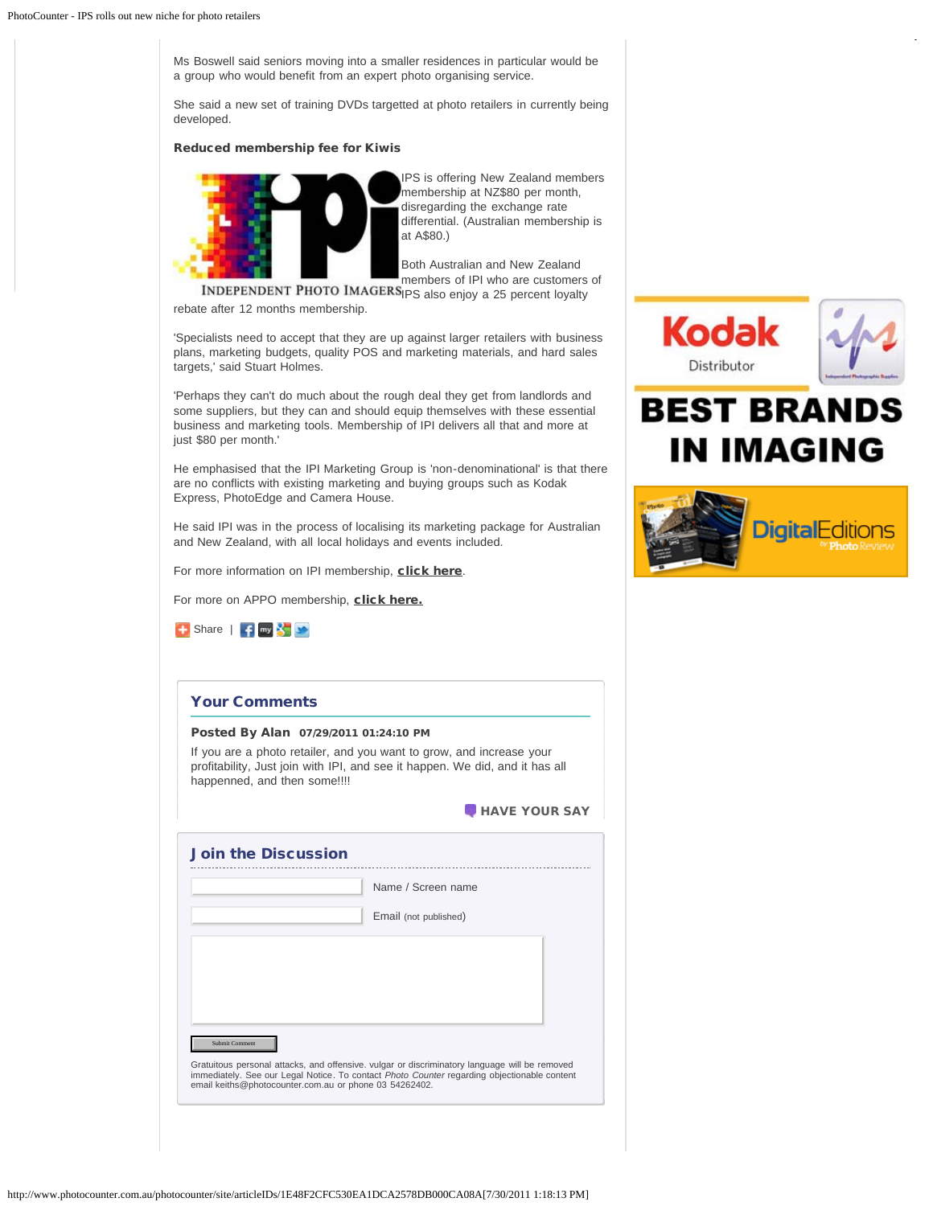Ms Boswell said seniors moving into a smaller residences in particular would be a group who would benefit from an expert photo organising service.

She said a new set of training DVDs targetted at photo retailers in currently being developed.

### Reduced membership fee for Kiwis

IPS is offering New Zealand members membership at NZ$80 per month, disregarding the exchange rate differential. (Australian membership is at A$80.)

Both Australian and New Zealand members of IPI who are customers of IPS also enjoy a 25 percent loyalty rebate after 12 months membership.

'Specialists need to accept that they are up against larger retailers with business plans, marketing budgets, quality POS and marketing materials, and hard sales targets,' said Stuart Holmes.

'Perhaps they can't do much about the rough deal they get from landlords and some suppliers, but they can and should equip themselves with these essential business and marketing tools. Membership of IPI delivers all that and more at just $80 per month.'

He emphasised that the IPI Marketing Group is 'non-denominational' is that there are no conflicts with existing marketing and buying groups such as Kodak Express, PhotoEdge and Camera House.

He said IPI was in the process of localising its marketing package for Australian and New Zealand, with all local holidays and events included.

For more information on IPI membership, **click here**.

For more on APPO membership, **click here.**

Share |

## Your Comments

**Posted By Alan** 07/29/2011 01:24:10 PM

If you are a photo retailer, and you want to grow, and increase your profitability, Just join with IPI, and see it happen. We did, and it has all happenned, and then some!!!!

HAVE YOUR SAY

## Join the Discussion

Name / Screen name

Email (not published)

Submit Comment

Gratuitous personal attacks, and offensive. vulgar or discriminatory language will be removed immediately. See our Legal Notice. To contact *Photo Counter* regarding objectionable content email keiths@photocounter.com.au or phone 03 54262402.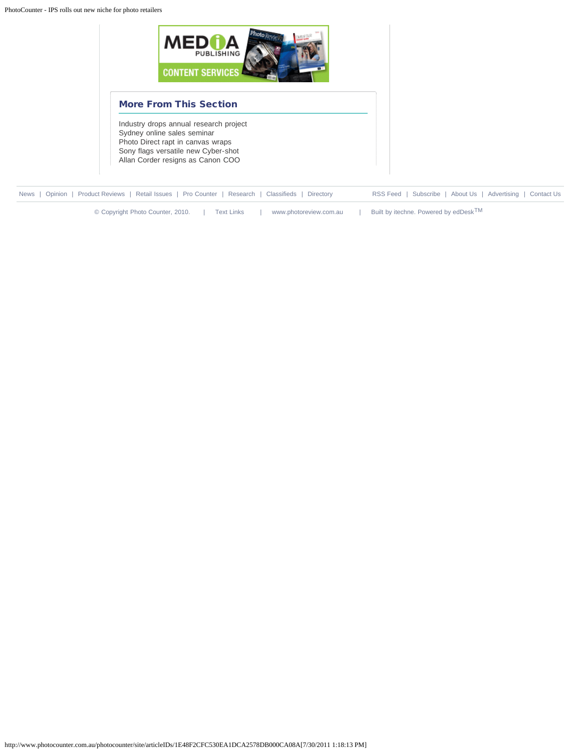## More From This Section

Industry drops annual research project
Sydney online sales seminar
Photo Direct rapt in canvas wraps
Sony flags versatile new Cyber-shot
Allan Corder resigns as Canon COO

News | Opinion | Product Reviews | Retail Issues | Pro Counter | Research | Classifieds | Directory    RSS Feed | Subscribe | About Us | Advertising | Contact Us

© Copyright Photo Counter, 2010. | Text Links | www.photoreview.com.au | Built by itechne. Powered by edDesk™